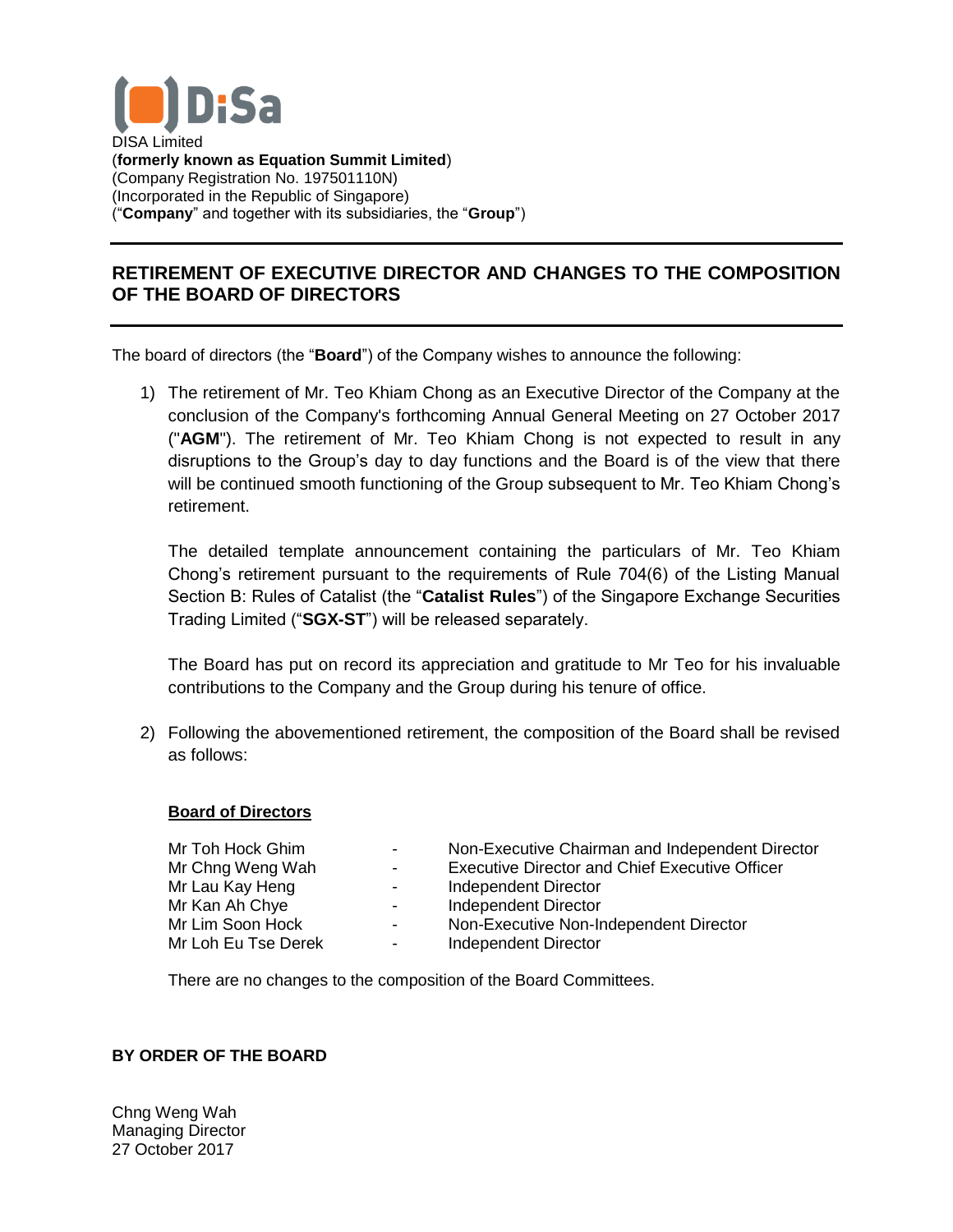DiSa

DISA Limited
(**formerly known as Equation Summit Limited**)
(Company Registration No. 197501110N)
(Incorporated in the Republic of Singapore)
("**Company**" and together with its subsidiaries, the "**Group**")

## RETIREMENT OF EXECUTIVE DIRECTOR AND CHANGES TO THE COMPOSITION OF THE BOARD OF DIRECTORS

The board of directors (the "**Board**") of the Company wishes to announce the following:

1) The retirement of Mr. Teo Khiam Chong as an Executive Director of the Company at the conclusion of the Company's forthcoming Annual General Meeting on 27 October 2017 ("**AGM**"). The retirement of Mr. Teo Khiam Chong is not expected to result in any disruptions to the Group's day to day functions and the Board is of the view that there will be continued smooth functioning of the Group subsequent to Mr. Teo Khiam Chong's retirement.

   The detailed template announcement containing the particulars of Mr. Teo Khiam Chong's retirement pursuant to the requirements of Rule 704(6) of the Listing Manual Section B: Rules of Catalist (the "**Catalist Rules**") of the Singapore Exchange Securities Trading Limited ("**SGX-ST**") will be released separately.

   The Board has put on record its appreciation and gratitude to Mr Teo for his invaluable contributions to the Company and the Group during his tenure of office.

2) Following the abovementioned retirement, the composition of the Board shall be revised as follows:

   **Board of Directors**

   | | | |
   |---|---|---|
   | Mr Toh Hock Ghim | - | Non-Executive Chairman and Independent Director |
   | Mr Chng Weng Wah | - | Executive Director and Chief Executive Officer |
   | Mr Lau Kay Heng | - | Independent Director |
   | Mr Kan Ah Chye | - | Independent Director |
   | Mr Lim Soon Hock | - | Non-Executive Non-Independent Director |
   | Mr Loh Eu Tse Derek | - | Independent Director |

   There are no changes to the composition of the Board Committees.

**BY ORDER OF THE BOARD**

Chng Weng Wah
Managing Director
27 October 2017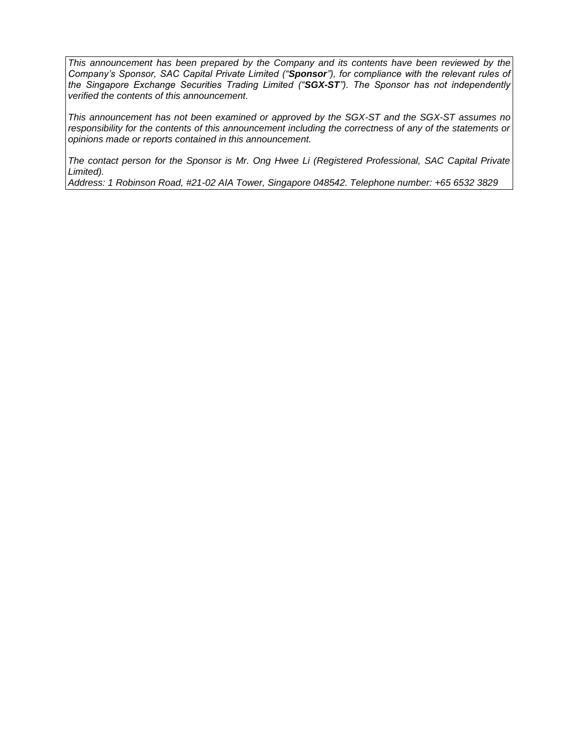*This announcement has been prepared by the Company and its contents have been reviewed by the Company's Sponsor, SAC Capital Private Limited ("**Sponsor**"), for compliance with the relevant rules of the Singapore Exchange Securities Trading Limited ("**SGX-ST**"). The Sponsor has not independently verified the contents of this announcement.*

*This announcement has not been examined or approved by the SGX-ST and the SGX-ST assumes no responsibility for the contents of this announcement including the correctness of any of the statements or opinions made or reports contained in this announcement.*

*The contact person for the Sponsor is Mr. Ong Hwee Li (Registered Professional, SAC Capital Private Limited).*
*Address: 1 Robinson Road, #21-02 AIA Tower, Singapore 048542. Telephone number: +65 6532 3829*